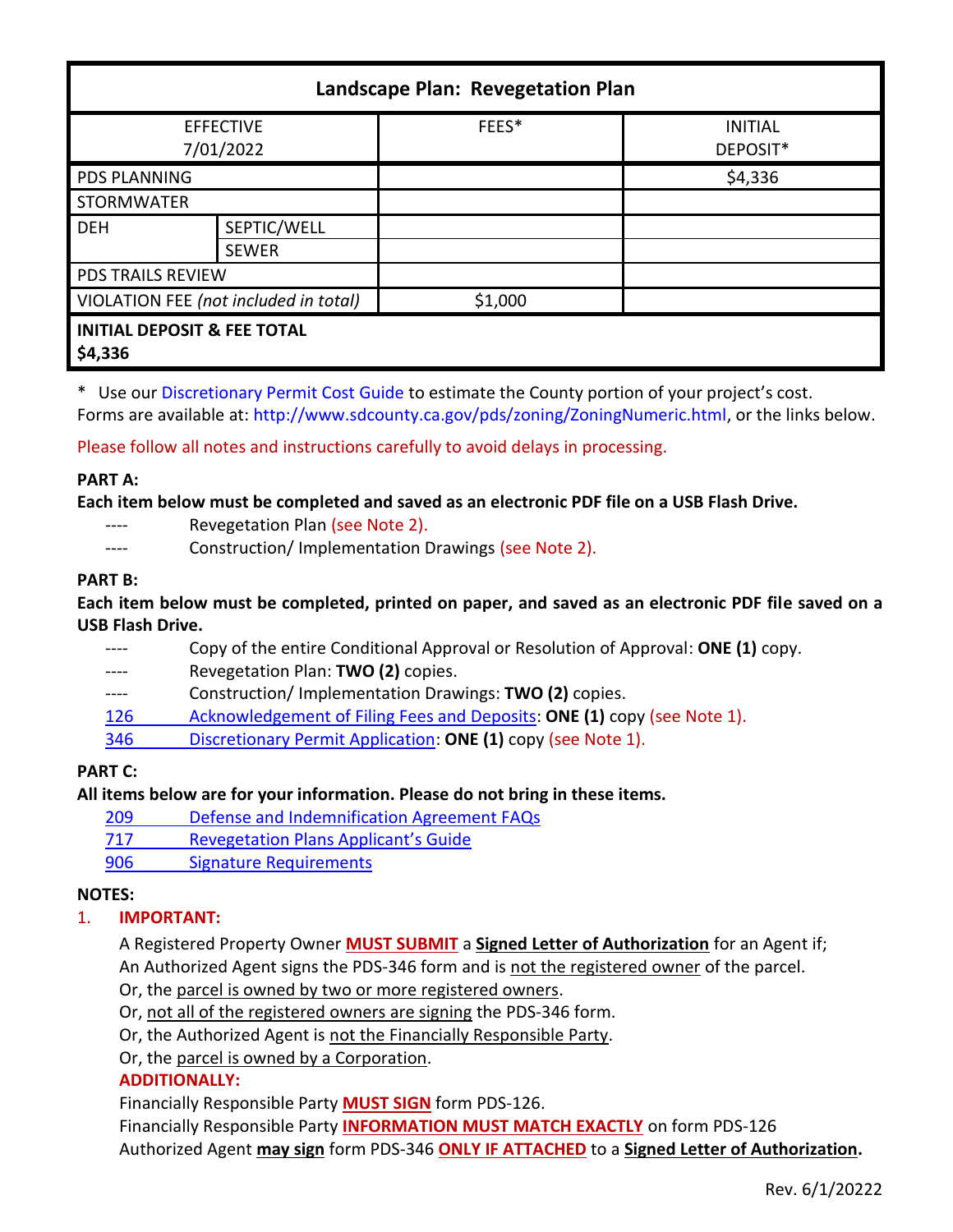| Landscape Plan: Revegetation Plan | | | |
|---|---|---|---|
| EFFECTIVE 7/01/2022 | | FEES* | INITIAL DEPOSIT* |
| PDS PLANNING | | | $4,336 |
| STORMWATER | | | |
| DEH | SEPTIC/WELL | | |
| | SEWER | | |
| PDS TRAILS REVIEW | | | |
| VIOLATION FEE *(not included in total)* | | $1,000 | |
| **INITIAL DEPOSIT & FEE TOTAL $4,336** | | | |

\* Use our Discretionary Permit Cost Guide to estimate the County portion of your project's cost.
Forms are available at: http://www.sdcounty.ca.gov/pds/zoning/ZoningNumeric.html, or the links below.

Please follow all notes and instructions carefully to avoid delays in processing.

**PART A:**

**Each item below must be completed and saved as an electronic PDF file on a USB Flash Drive.**

- ---- Revegetation Plan (see Note 2).
- ---- Construction/ Implementation Drawings (see Note 2).

**PART B:**

**Each item below must be completed, printed on paper, and saved as an electronic PDF file saved on a USB Flash Drive.**

- ---- Copy of the entire Conditional Approval or Resolution of Approval: **ONE (1)** copy.
- ---- Revegetation Plan: **TWO (2)** copies.
- ---- Construction/ Implementation Drawings: **TWO (2)** copies.
- 126 Acknowledgement of Filing Fees and Deposits: **ONE (1)** copy (see Note 1).
- 346 Discretionary Permit Application: **ONE (1)** copy (see Note 1).

**PART C:**

**All items below are for your information. Please do not bring in these items.**

- 209 Defense and Indemnification Agreement FAQs
- 717 Revegetation Plans Applicant's Guide
- 906 Signature Requirements

**NOTES:**

1. **IMPORTANT:**

   A Registered Property Owner **MUST SUBMIT** a **Signed Letter of Authorization** for an Agent if;
   An Authorized Agent signs the PDS-346 form and is not the registered owner of the parcel.
   Or, the parcel is owned by two or more registered owners.
   Or, not all of the registered owners are signing the PDS-346 form.
   Or, the Authorized Agent is not the Financially Responsible Party.
   Or, the parcel is owned by a Corporation.

   **ADDITIONALLY:**

   Financially Responsible Party **MUST SIGN** form PDS-126.
   Financially Responsible Party **INFORMATION MUST MATCH EXACTLY** on form PDS-126
   Authorized Agent **may sign** form PDS-346 **ONLY IF ATTACHED** to a **Signed Letter of Authorization.**

Rev. 6/1/20222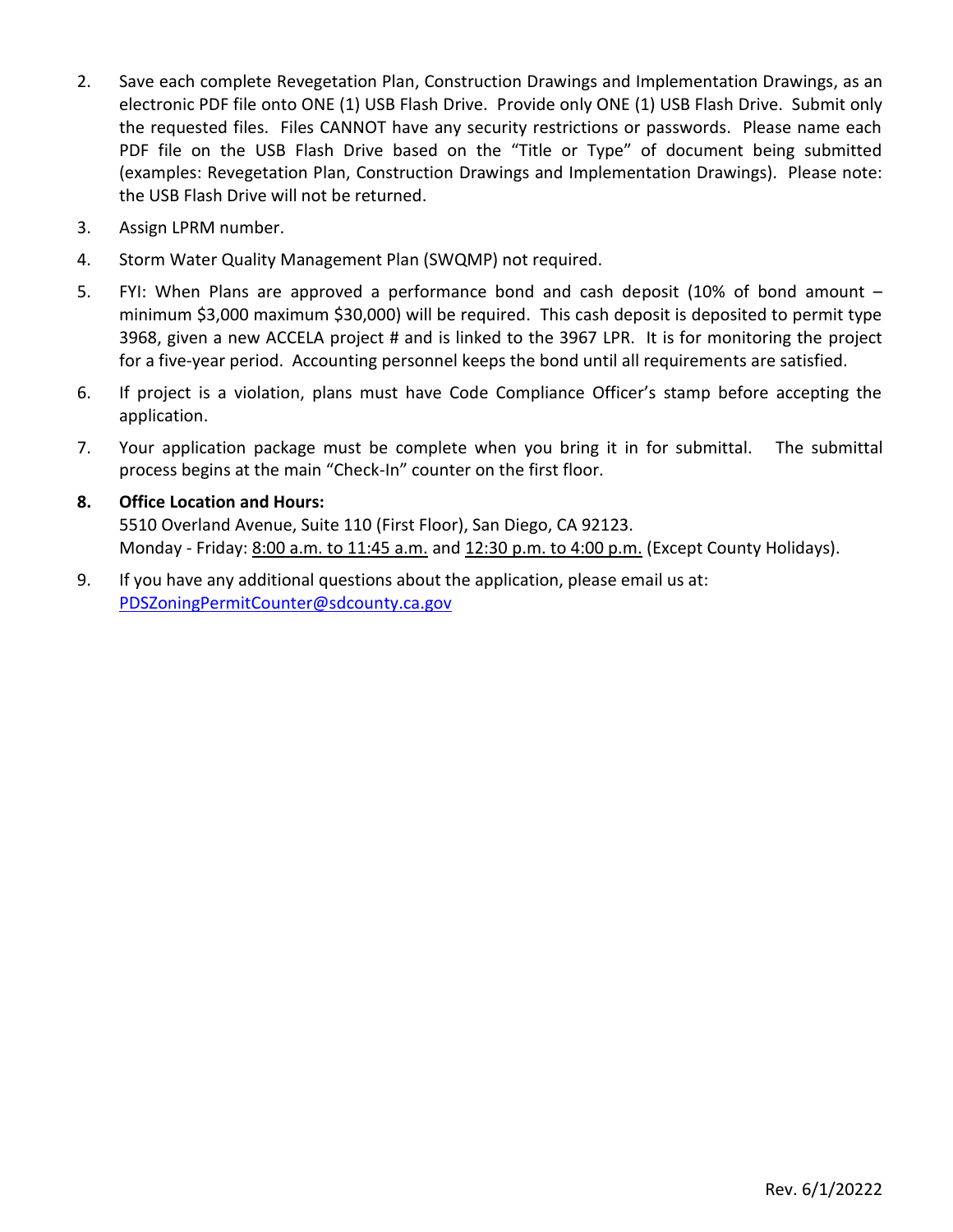2. Save each complete Revegetation Plan, Construction Drawings and Implementation Drawings, as an electronic PDF file onto ONE (1) USB Flash Drive. Provide only ONE (1) USB Flash Drive. Submit only the requested files. Files CANNOT have any security restrictions or passwords. Please name each PDF file on the USB Flash Drive based on the "Title or Type" of document being submitted (examples: Revegetation Plan, Construction Drawings and Implementation Drawings). Please note: the USB Flash Drive will not be returned.
3. Assign LPRM number.
4. Storm Water Quality Management Plan (SWQMP) not required.
5. FYI: When Plans are approved a performance bond and cash deposit (10% of bond amount – minimum $3,000 maximum $30,000) will be required. This cash deposit is deposited to permit type 3968, given a new ACCELA project # and is linked to the 3967 LPR. It is for monitoring the project for a five-year period. Accounting personnel keeps the bond until all requirements are satisfied.
6. If project is a violation, plans must have Code Compliance Officer's stamp before accepting the application.
7. Your application package must be complete when you bring it in for submittal. The submittal process begins at the main "Check-In" counter on the first floor.
8. **Office Location and Hours:**
   5510 Overland Avenue, Suite 110 (First Floor), San Diego, CA 92123.
   Monday - Friday: 8:00 a.m. to 11:45 a.m. and 12:30 p.m. to 4:00 p.m. (Except County Holidays).
9. If you have any additional questions about the application, please email us at:
   PDSZoningPermitCounter@sdcounty.ca.gov

Rev. 6/1/20222